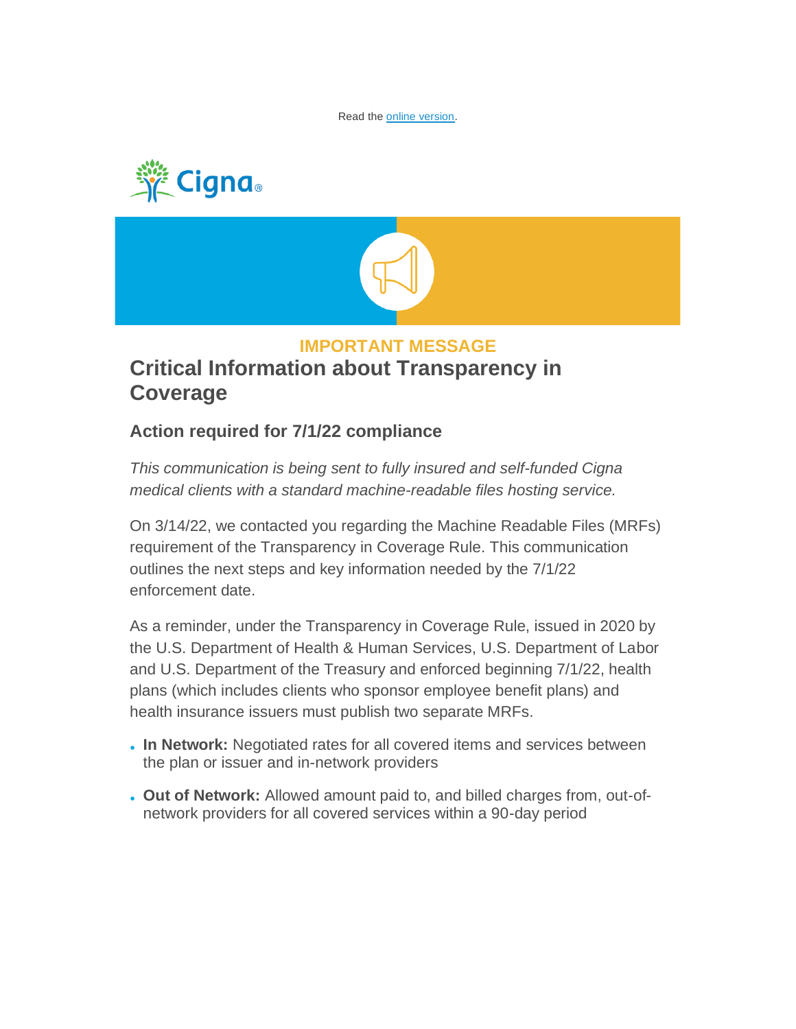Read the online version.

IMPORTANT MESSAGE

# Critical Information about Transparency in Coverage

## Action required for 7/1/22 compliance

*This communication is being sent to fully insured and self-funded Cigna medical clients with a standard machine-readable files hosting service.*

On 3/14/22, we contacted you regarding the Machine Readable Files (MRFs) requirement of the Transparency in Coverage Rule. This communication outlines the next steps and key information needed by the 7/1/22 enforcement date.

As a reminder, under the Transparency in Coverage Rule, issued in 2020 by the U.S. Department of Health & Human Services, U.S. Department of Labor and U.S. Department of the Treasury and enforced beginning 7/1/22, health plans (which includes clients who sponsor employee benefit plans) and health insurance issuers must publish two separate MRFs.

- **In Network:** Negotiated rates for all covered items and services between the plan or issuer and in-network providers
- **Out of Network:** Allowed amount paid to, and billed charges from, out-of-network providers for all covered services within a 90-day period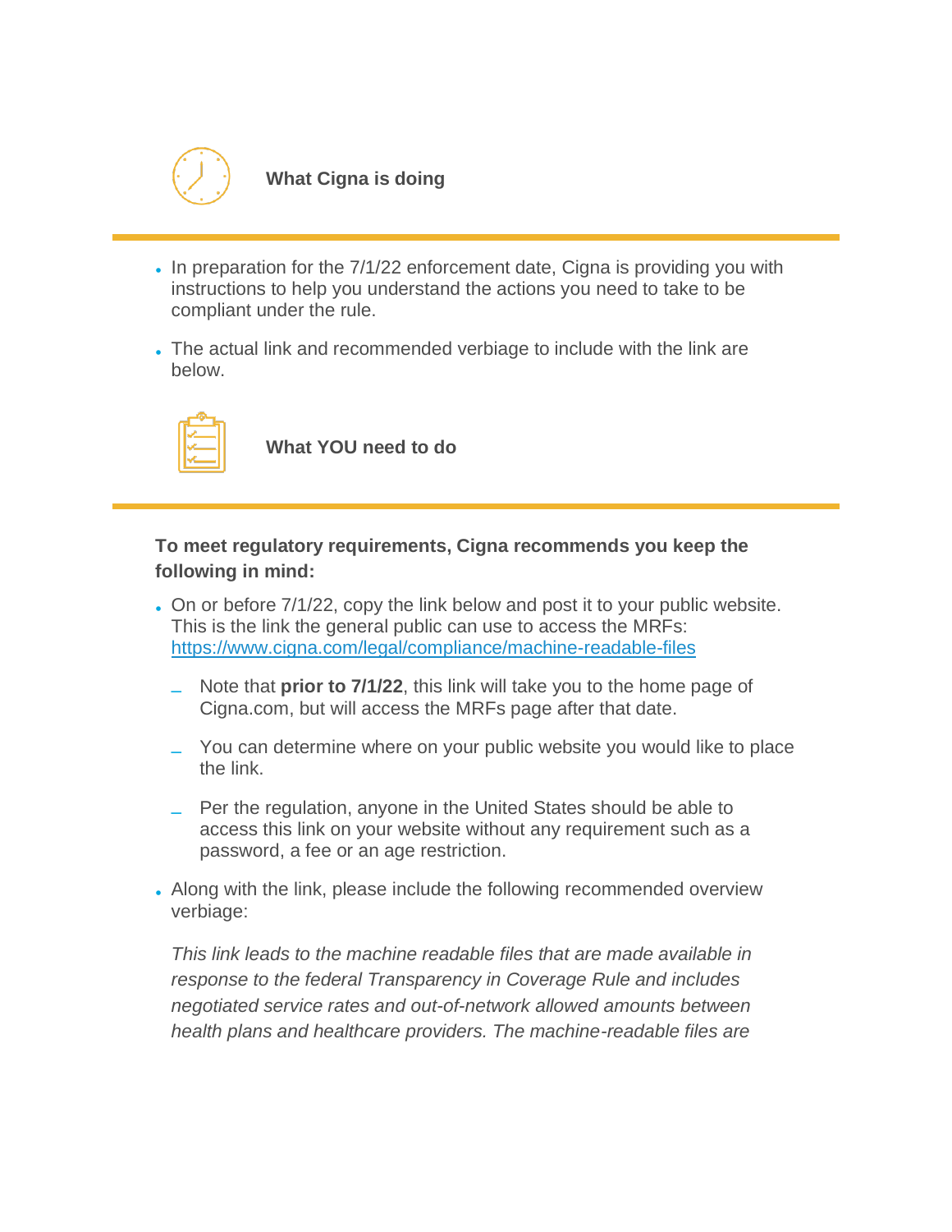## What Cigna is doing

- In preparation for the 7/1/22 enforcement date, Cigna is providing you with instructions to help you understand the actions you need to take to be compliant under the rule.
- The actual link and recommended verbiage to include with the link are below.

## What YOU need to do

**To meet regulatory requirements, Cigna recommends you keep the following in mind:**

- On or before 7/1/22, copy the link below and post it to your public website. This is the link the general public can use to access the MRFs: [https://www.cigna.com/legal/compliance/machine-readable-files](https://www.cigna.com/legal/compliance/machine-readable-files)
  - Note that **prior to 7/1/22**, this link will take you to the home page of Cigna.com, but will access the MRFs page after that date.
  - You can determine where on your public website you would like to place the link.
  - Per the regulation, anyone in the United States should be able to access this link on your website without any requirement such as a password, a fee or an age restriction.
- Along with the link, please include the following recommended overview verbiage:

  *This link leads to the machine readable files that are made available in response to the federal Transparency in Coverage Rule and includes negotiated service rates and out-of-network allowed amounts between health plans and healthcare providers. The machine-readable files are*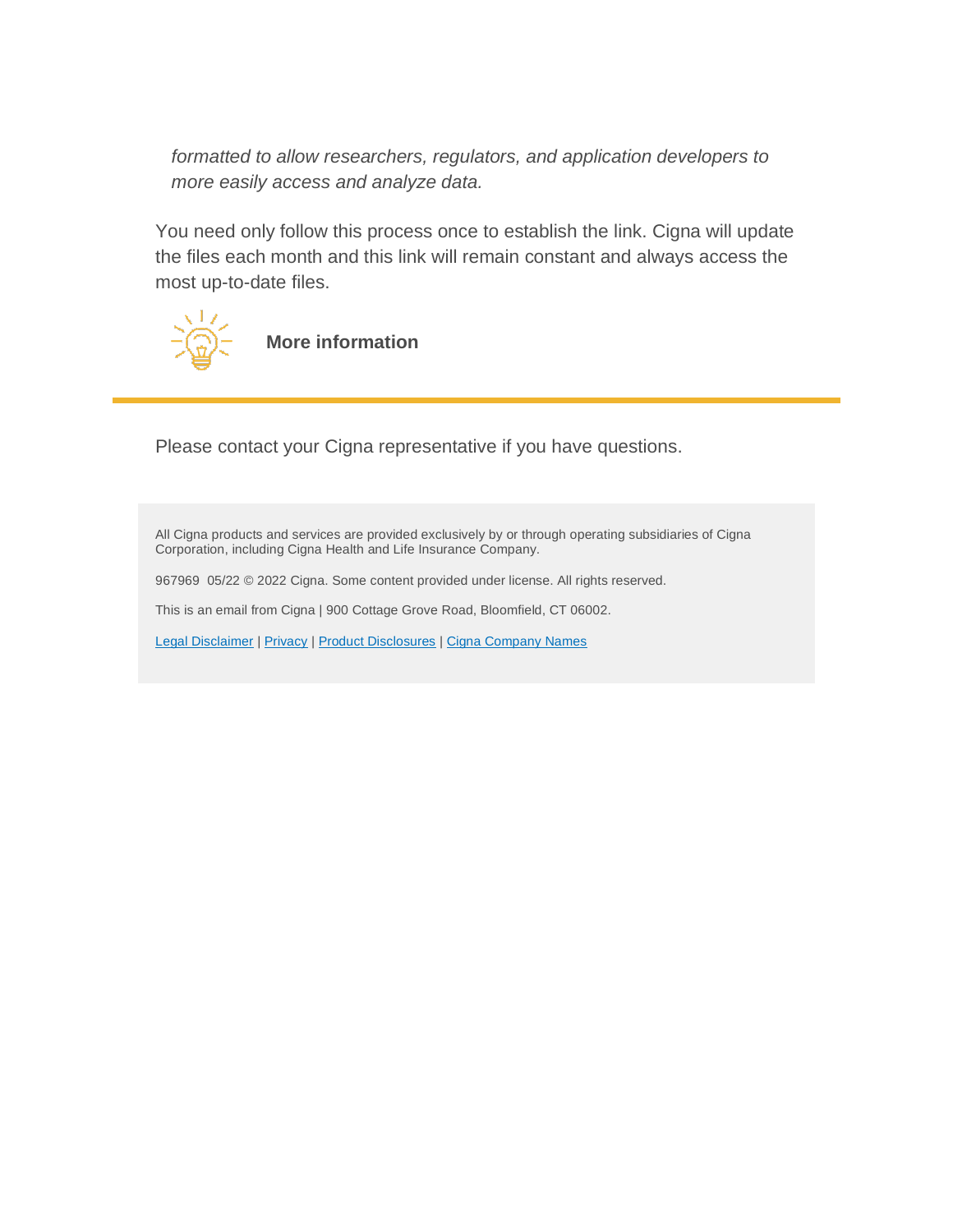*formatted to allow researchers, regulators, and application developers to more easily access and analyze data.*

You need only follow this process once to establish the link. Cigna will update the files each month and this link will remain constant and always access the most up-to-date files.

**More information**

---

Please contact your Cigna representative if you have questions.

All Cigna products and services are provided exclusively by or through operating subsidiaries of Cigna Corporation, including Cigna Health and Life Insurance Company.

967969 05/22 © 2022 Cigna. Some content provided under license. All rights reserved.

This is an email from Cigna | 900 Cottage Grove Road, Bloomfield, CT 06002.

Legal Disclaimer | Privacy | Product Disclosures | Cigna Company Names